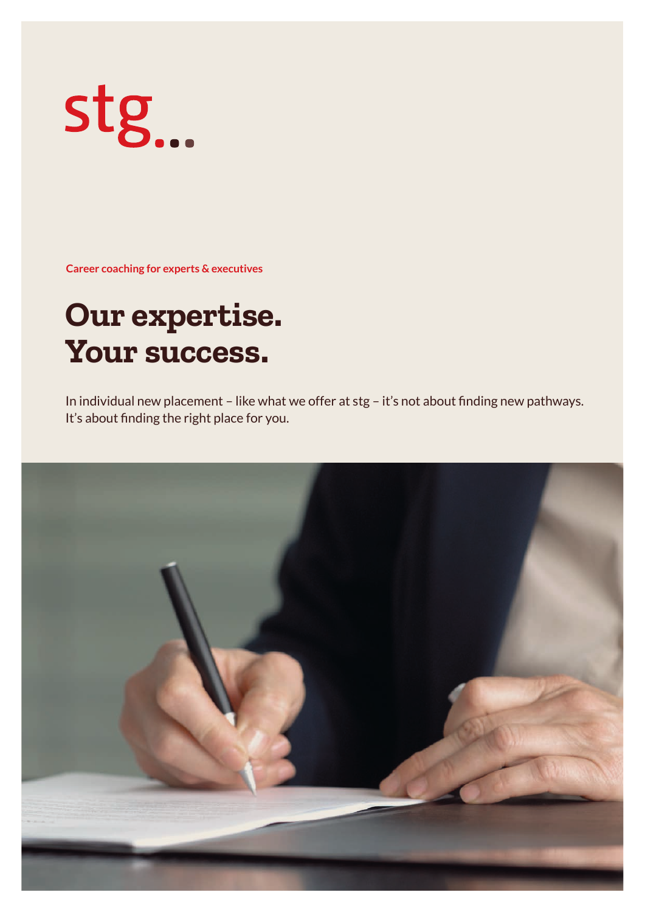stg...

**Career coaching for experts & executives**

# Our expertise. Your success.

In individual new placement – like what we offer at stg – it's not about finding new pathways. It's about finding the right place for you.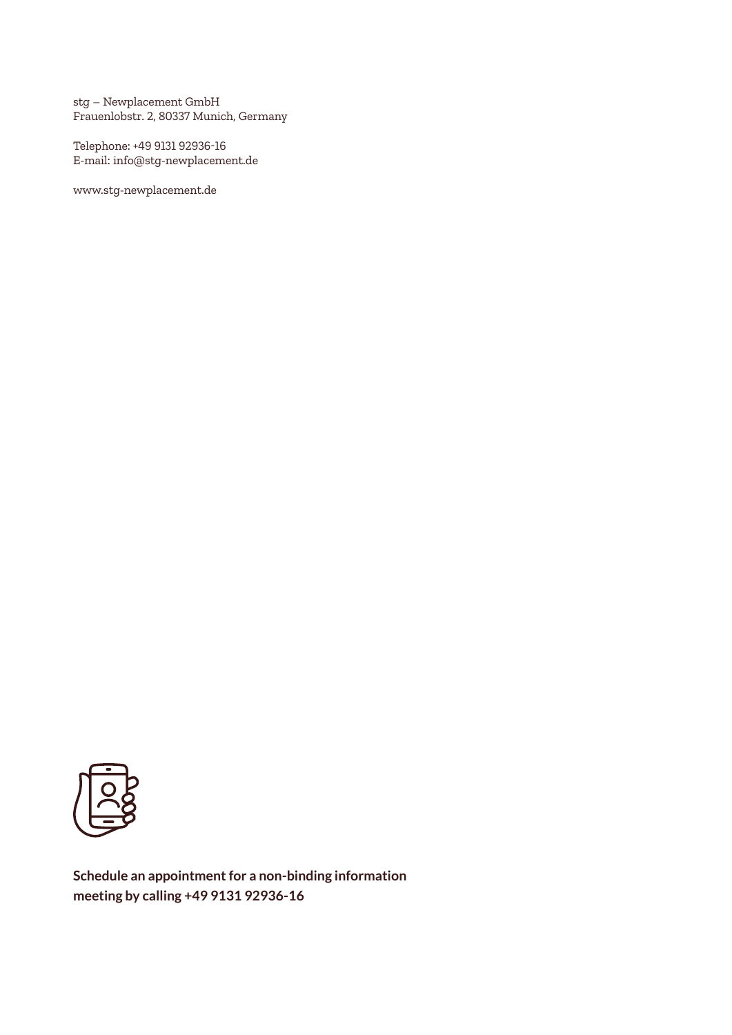stg – Newplacement GmbH
Frauenlobstr. 2, 80337 Munich, Germany

Telephone: +49 9131 92936-16
E-mail: info@stg-newplacement.de

www.stg-newplacement.de

**Schedule an appointment for a non-binding information meeting by calling +49 9131 92936-16**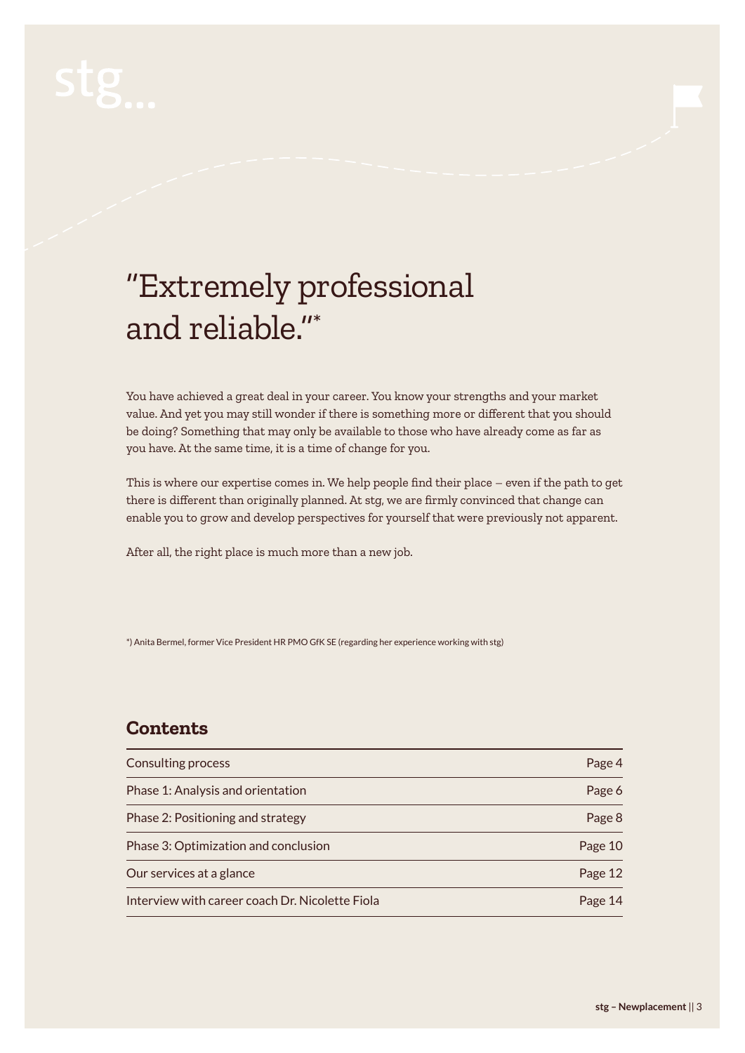stg...

# "Extremely professional and reliable."*

You have achieved a great deal in your career. You know your strengths and your market value. And yet you may still wonder if there is something more or different that you should be doing? Something that may only be available to those who have already come as far as you have. At the same time, it is a time of change for you.

This is where our expertise comes in. We help people find their place – even if the path to get there is different than originally planned. At stg, we are firmly convinced that change can enable you to grow and develop perspectives for yourself that were previously not apparent.

After all, the right place is much more than a new job.

*) Anita Bermel, former Vice President HR PMO GfK SE (regarding her experience working with stg)

## Contents

| | |
|---|---|
| Consulting process | Page 4 |
| Phase 1: Analysis and orientation | Page 6 |
| Phase 2: Positioning and strategy | Page 8 |
| Phase 3: Optimization and conclusion | Page 10 |
| Our services at a glance | Page 12 |
| Interview with career coach Dr. Nicolette Fiola | Page 14 |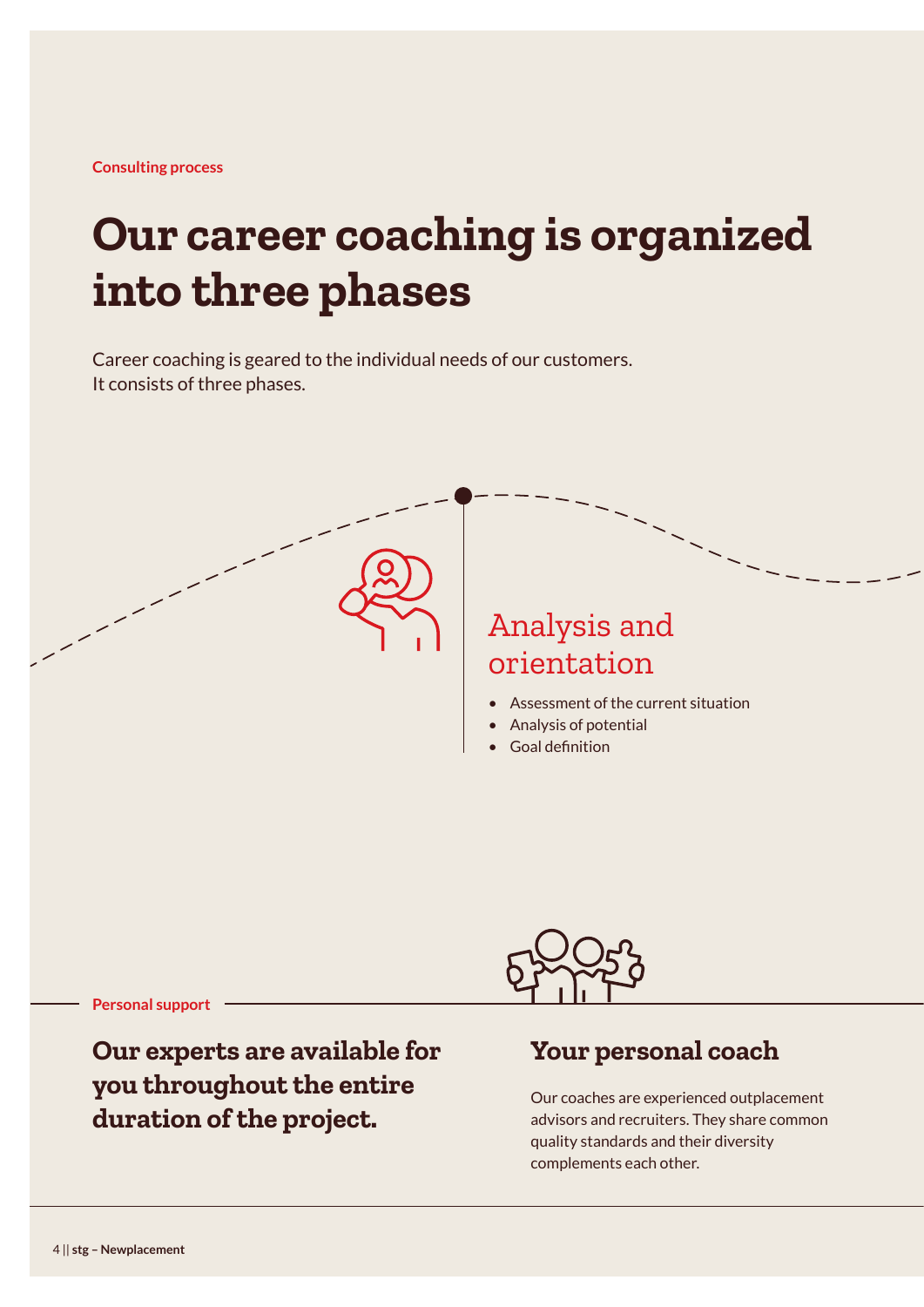Consulting process

# Our career coaching is organized into three phases

Career coaching is geared to the individual needs of our customers. It consists of three phases.

## Analysis and orientation

- Assessment of the current situation
- Analysis of potential
- Goal definition

Personal support

## Our experts are available for you throughout the entire duration of the project.

## Your personal coach

Our coaches are experienced outplacement advisors and recruiters. They share common quality standards and their diversity complements each other.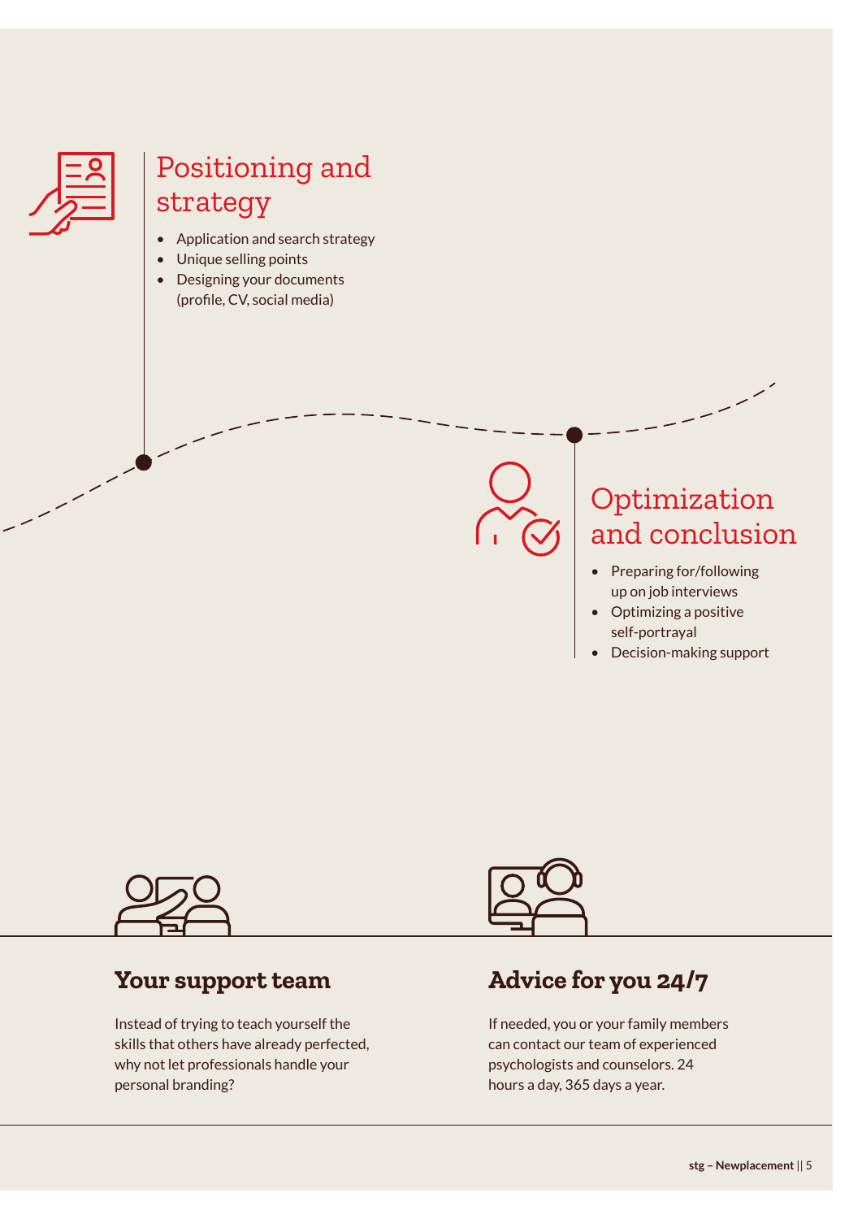## Positioning and strategy

- Application and search strategy
- Unique selling points
- Designing your documents (profile, CV, social media)

## Optimization and conclusion

- Preparing for/following up on job interviews
- Optimizing a positive self-portrayal
- Decision-making support

### Your support team

Instead of trying to teach yourself the skills that others have already perfected, why not let professionals handle your personal branding?

### Advice for you 24/7

If needed, you or your family members can contact our team of experienced psychologists and counselors. 24 hours a day, 365 days a year.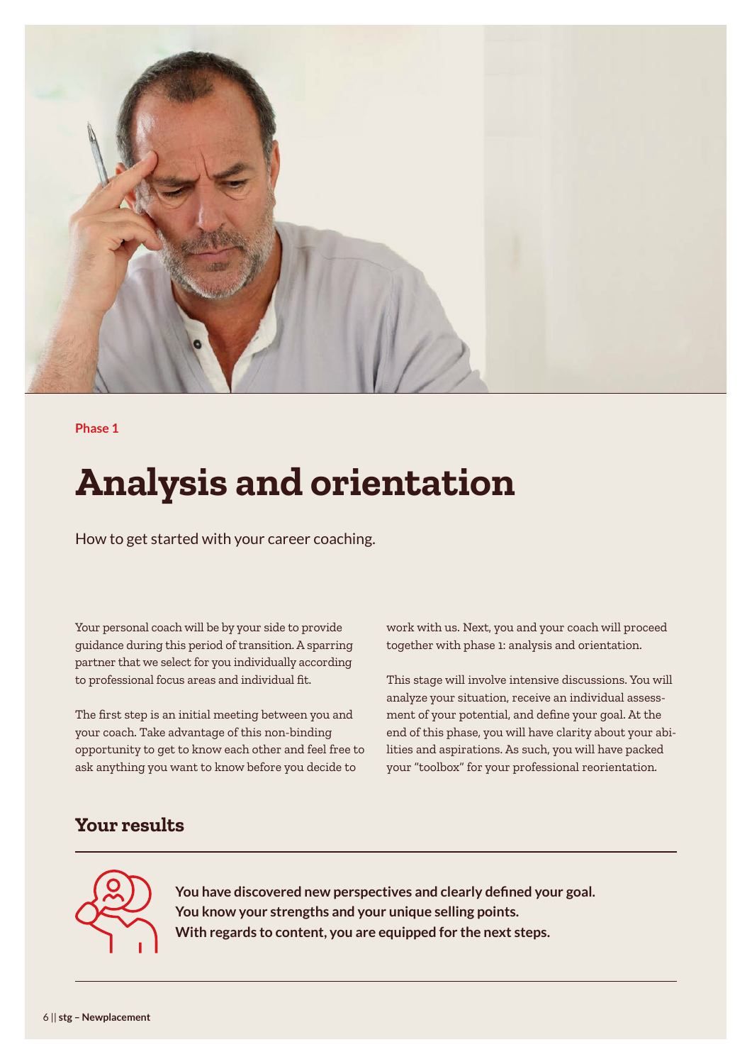Phase 1

# Analysis and orientation

How to get started with your career coaching.

Your personal coach will be by your side to provide guidance during this period of transition. A sparring partner that we select for you individually according to professional focus areas and individual fit.

The first step is an initial meeting between you and your coach. Take advantage of this non-binding opportunity to get to know each other and feel free to ask anything you want to know before you decide to work with us. Next, you and your coach will proceed together with phase 1: analysis and orientation.

This stage will involve intensive discussions. You will analyze your situation, receive an individual assessment of your potential, and define your goal. At the end of this phase, you will have clarity about your abilities and aspirations. As such, you will have packed your "toolbox" for your professional reorientation.

## Your results

**You have discovered new perspectives and clearly defined your goal.**
**You know your strengths and your unique selling points.**
**With regards to content, you are equipped for the next steps.**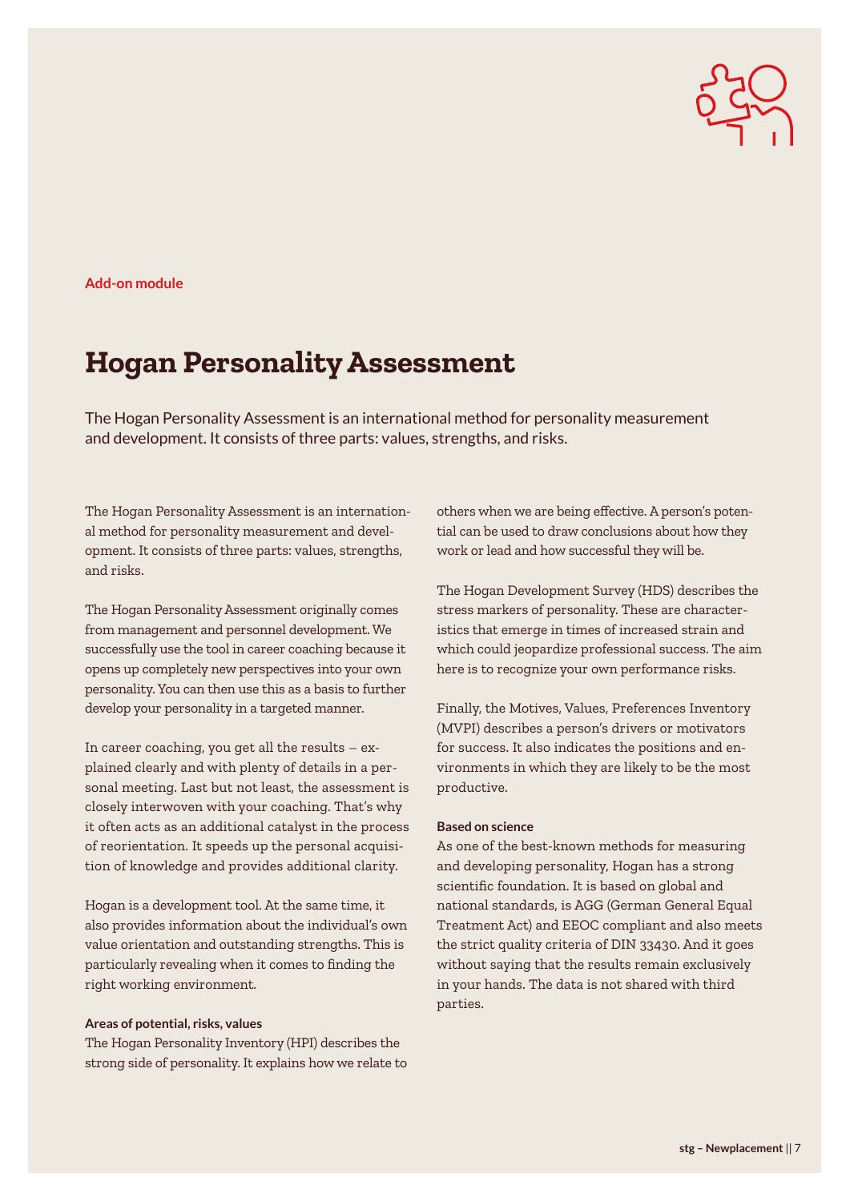**Add-on module**

# Hogan Personality Assessment

The Hogan Personality Assessment is an international method for personality measurement and development. It consists of three parts: values, strengths, and risks.

The Hogan Personality Assessment is an international method for personality measurement and development. It consists of three parts: values, strengths, and risks.

The Hogan Personality Assessment originally comes from management and personnel development. We successfully use the tool in career coaching because it opens up completely new perspectives into your own personality. You can then use this as a basis to further develop your personality in a targeted manner.

In career coaching, you get all the results – explained clearly and with plenty of details in a personal meeting. Last but not least, the assessment is closely interwoven with your coaching. That's why it often acts as an additional catalyst in the process of reorientation. It speeds up the personal acquisition of knowledge and provides additional clarity.

Hogan is a development tool. At the same time, it also provides information about the individual's own value orientation and outstanding strengths. This is particularly revealing when it comes to finding the right working environment.

#### Areas of potential, risks, values

The Hogan Personality Inventory (HPI) describes the strong side of personality. It explains how we relate to others when we are being effective. A person's potential can be used to draw conclusions about how they work or lead and how successful they will be.

The Hogan Development Survey (HDS) describes the stress markers of personality. These are characteristics that emerge in times of increased strain and which could jeopardize professional success. The aim here is to recognize your own performance risks.

Finally, the Motives, Values, Preferences Inventory (MVPI) describes a person's drivers or motivators for success. It also indicates the positions and environments in which they are likely to be the most productive.

#### Based on science

As one of the best-known methods for measuring and developing personality, Hogan has a strong scientific foundation. It is based on global and national standards, is AGG (German General Equal Treatment Act) and EEOC compliant and also meets the strict quality criteria of DIN 33430. And it goes without saying that the results remain exclusively in your hands. The data is not shared with third parties.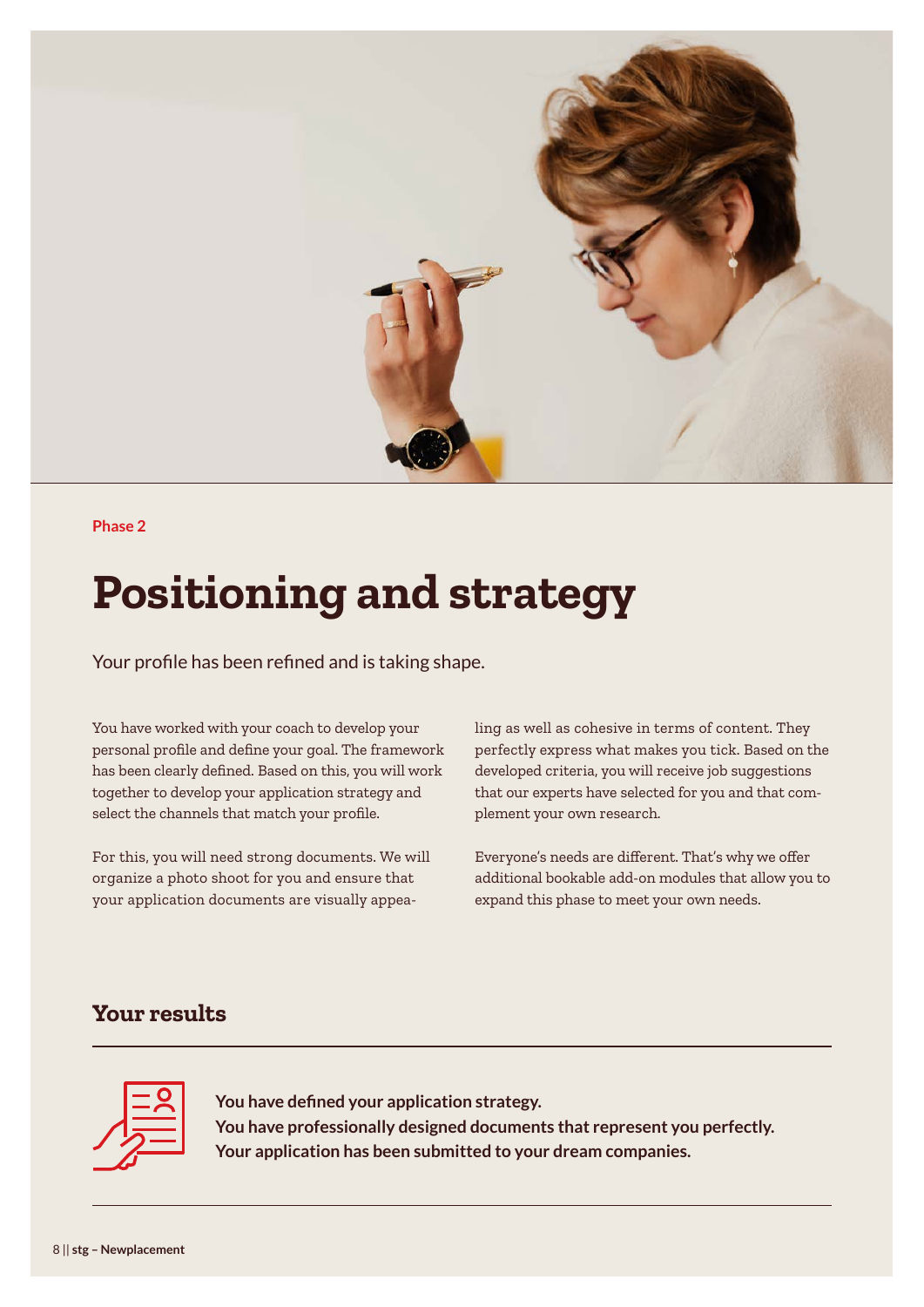Phase 2

# Positioning and strategy

Your profile has been refined and is taking shape.

You have worked with your coach to develop your personal profile and define your goal. The framework has been clearly defined. Based on this, you will work together to develop your application strategy and select the channels that match your profile.

For this, you will need strong documents. We will organize a photo shoot for you and ensure that your application documents are visually appealing as well as cohesive in terms of content. They perfectly express what makes you tick. Based on the developed criteria, you will receive job suggestions that our experts have selected for you and that complement your own research.

Everyone's needs are different. That's why we offer additional bookable add-on modules that allow you to expand this phase to meet your own needs.

## Your results

**You have defined your application strategy.**
**You have professionally designed documents that represent you perfectly.**
**Your application has been submitted to your dream companies.**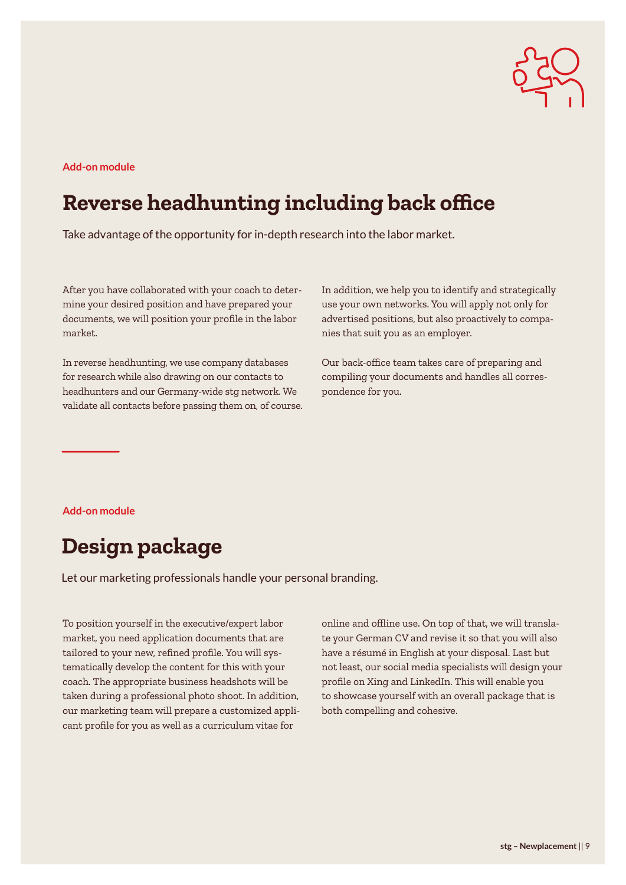Add-on module

## Reverse headhunting including back office

Take advantage of the opportunity for in-depth research into the labor market.

After you have collaborated with your coach to determine your desired position and have prepared your documents, we will position your profile in the labor market.

In reverse headhunting, we use company databases for research while also drawing on our contacts to headhunters and our Germany-wide stg network. We validate all contacts before passing them on, of course.

In addition, we help you to identify and strategically use your own networks. You will apply not only for advertised positions, but also proactively to companies that suit you as an employer.

Our back-office team takes care of preparing and compiling your documents and handles all correspondence for you.

Add-on module

## Design package

Let our marketing professionals handle your personal branding.

To position yourself in the executive/expert labor market, you need application documents that are tailored to your new, refined profile. You will systematically develop the content for this with your coach. The appropriate business headshots will be taken during a professional photo shoot. In addition, our marketing team will prepare a customized applicant profile for you as well as a curriculum vitae for online and offline use. On top of that, we will translate your German CV and revise it so that you will also have a résumé in English at your disposal. Last but not least, our social media specialists will design your profile on Xing and LinkedIn. This will enable you to showcase yourself with an overall package that is both compelling and cohesive.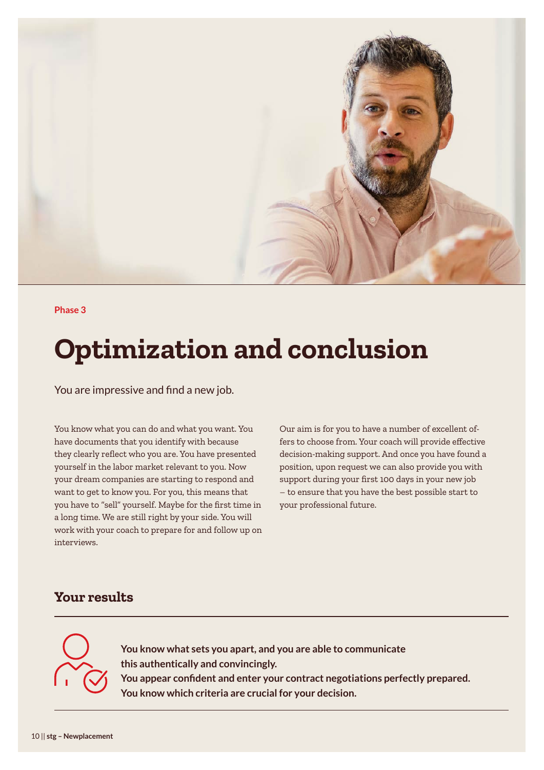Phase 3

# Optimization and conclusion

You are impressive and find a new job.

You know what you can do and what you want. You have documents that you identify with because they clearly reflect who you are. You have presented yourself in the labor market relevant to you. Now your dream companies are starting to respond and want to get to know you. For you, this means that you have to "sell" yourself. Maybe for the first time in a long time. We are still right by your side. You will work with your coach to prepare for and follow up on interviews.

Our aim is for you to have a number of excellent offers to choose from. Your coach will provide effective decision-making support. And once you have found a position, upon request we can also provide you with support during your first 100 days in your new job – to ensure that you have the best possible start to your professional future.

## Your results

**You know what sets you apart, and you are able to communicate this authentically and convincingly.**
**You appear confident and enter your contract negotiations perfectly prepared.**
**You know which criteria are crucial for your decision.**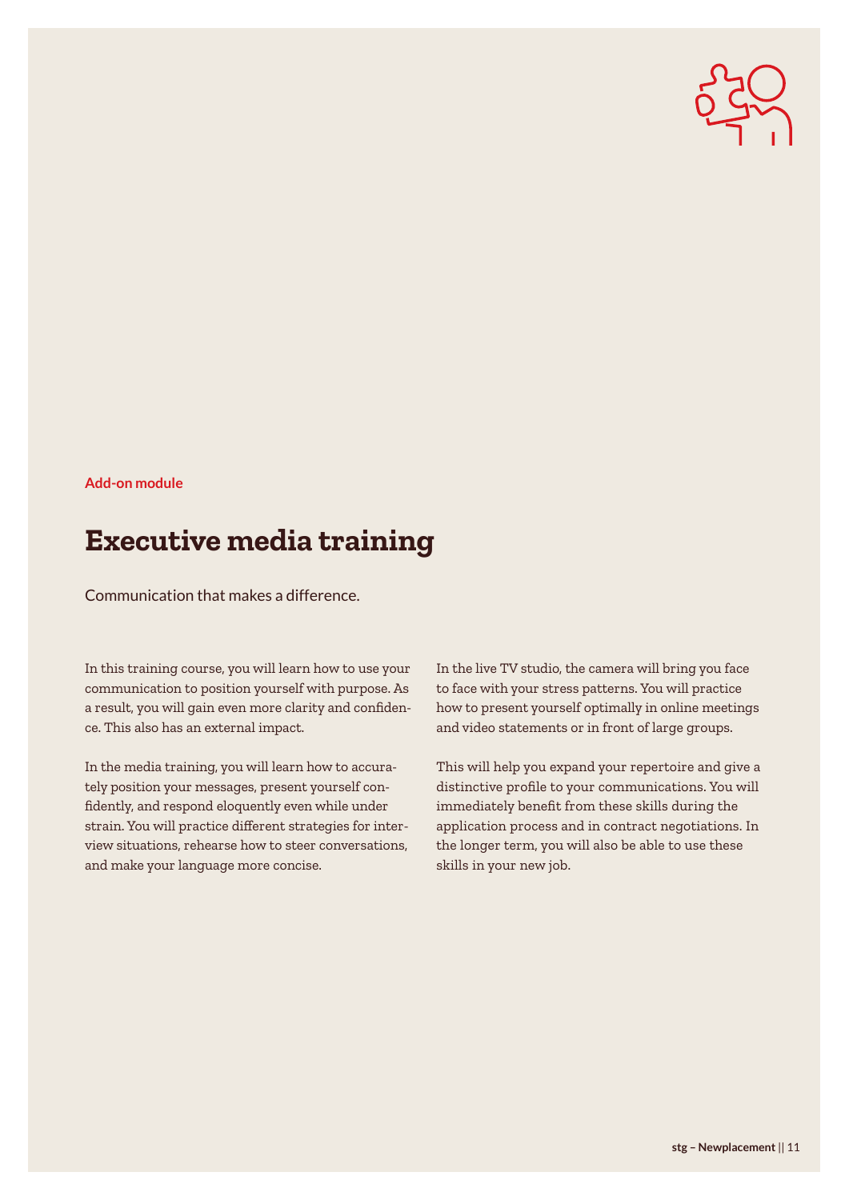**Add-on module**

# Executive media training

Communication that makes a difference.

In this training course, you will learn how to use your communication to position yourself with purpose. As a result, you will gain even more clarity and confidence. This also has an external impact.

In the media training, you will learn how to accurately position your messages, present yourself confidently, and respond eloquently even while under strain. You will practice different strategies for interview situations, rehearse how to steer conversations, and make your language more concise.

In the live TV studio, the camera will bring you face to face with your stress patterns. You will practice how to present yourself optimally in online meetings and video statements or in front of large groups.

This will help you expand your repertoire and give a distinctive profile to your communications. You will immediately benefit from these skills during the application process and in contract negotiations. In the longer term, you will also be able to use these skills in your new job.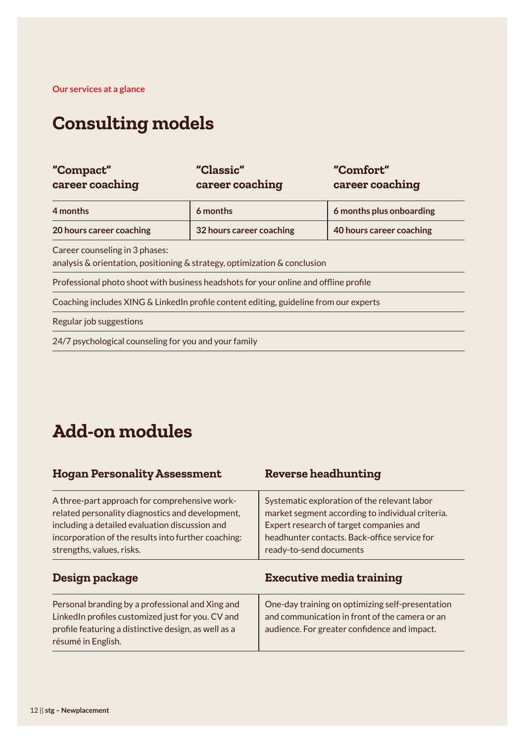Our services at a glance

# Consulting models

| "Compact" career coaching | "Classic" career coaching | "Comfort" career coaching |
| --- | --- | --- |
| 4 months | 6 months | 6 months plus onboarding |
| 20 hours career coaching | 32 hours career coaching | 40 hours career coaching |
| Career counseling in 3 phases: analysis & orientation, positioning & strategy, optimization & conclusion | | |
| Professional photo shoot with business headshots for your online and offline profile | | |
| Coaching includes XING & LinkedIn profile content editing, guideline from our experts | | |
| Regular job suggestions | | |
| 24/7 psychological counseling for you and your family | | |

# Add-on modules

### Hogan Personality Assessment

A three-part approach for comprehensive work-related personality diagnostics and development, including a detailed evaluation discussion and incorporation of the results into further coaching: strengths, values, risks.

### Reverse headhunting

Systematic exploration of the relevant labor market segment according to individual criteria. Expert research of target companies and headhunter contacts. Back-office service for ready-to-send documents

### Design package

Personal branding by a professional and Xing and LinkedIn profiles customized just for you. CV and profile featuring a distinctive design, as well as a résumé in English.

### Executive media training

One-day training on optimizing self-presentation and communication in front of the camera or an audience. For greater confidence and impact.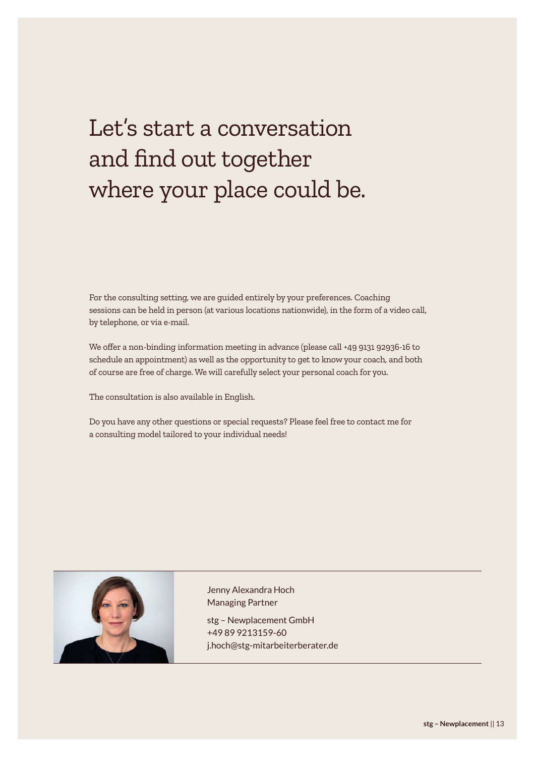# Let's start a conversation and find out together where your place could be.

For the consulting setting, we are guided entirely by your preferences. Coaching sessions can be held in person (at various locations nationwide), in the form of a video call, by telephone, or via e-mail.

We offer a non-binding information meeting in advance (please call +49 9131 92936-16 to schedule an appointment) as well as the opportunity to get to know your coach, and both of course are free of charge. We will carefully select your personal coach for you.

The consultation is also available in English.

Do you have any other questions or special requests? Please feel free to contact me for a consulting model tailored to your individual needs!

Jenny Alexandra Hoch
Managing Partner

stg – Newplacement GmbH
+49 89 9213159-60
j.hoch@stg-mitarbeiterberater.de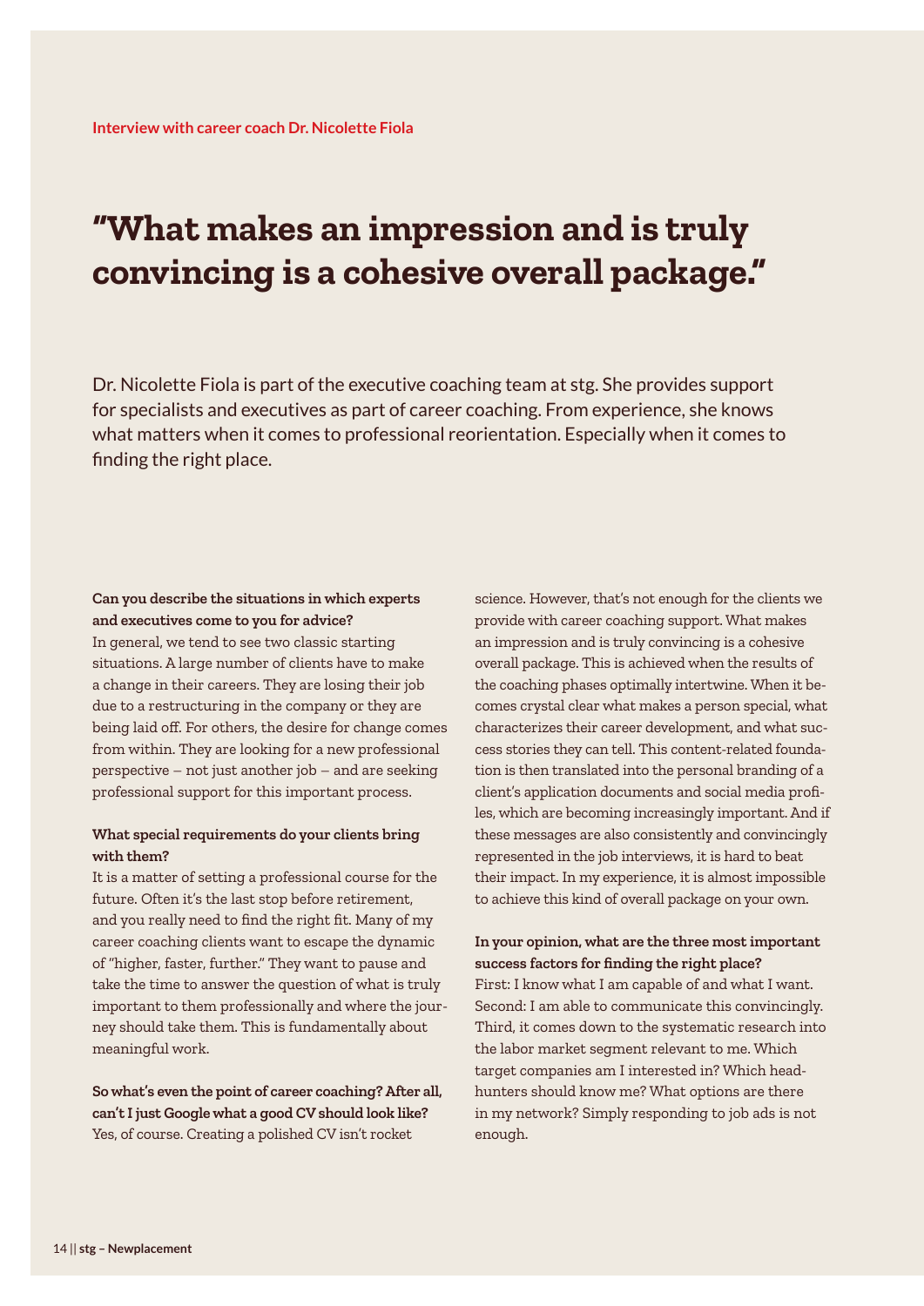Interview with career coach Dr. Nicolette Fiola

# "What makes an impression and is truly convincing is a cohesive overall package."

Dr. Nicolette Fiola is part of the executive coaching team at stg. She provides support for specialists and executives as part of career coaching. From experience, she knows what matters when it comes to professional reorientation. Especially when it comes to finding the right place.

**Can you describe the situations in which experts and executives come to you for advice?**
In general, we tend to see two classic starting situations. A large number of clients have to make a change in their careers. They are losing their job due to a restructuring in the company or they are being laid off. For others, the desire for change comes from within. They are looking for a new professional perspective – not just another job – and are seeking professional support for this important process.

**What special requirements do your clients bring with them?**
It is a matter of setting a professional course for the future. Often it's the last stop before retirement, and you really need to find the right fit. Many of my career coaching clients want to escape the dynamic of "higher, faster, further." They want to pause and take the time to answer the question of what is truly important to them professionally and where the journey should take them. This is fundamentally about meaningful work.

**So what's even the point of career coaching? After all, can't I just Google what a good CV should look like?**
Yes, of course. Creating a polished CV isn't rocket science. However, that's not enough for the clients we provide with career coaching support. What makes an impression and is truly convincing is a cohesive overall package. This is achieved when the results of the coaching phases optimally intertwine. When it becomes crystal clear what makes a person special, what characterizes their career development, and what success stories they can tell. This content-related foundation is then translated into the personal branding of a client's application documents and social media profiles, which are becoming increasingly important. And if these messages are also consistently and convincingly represented in the job interviews, it is hard to beat their impact. In my experience, it is almost impossible to achieve this kind of overall package on your own.

**In your opinion, what are the three most important success factors for finding the right place?**
First: I know what I am capable of and what I want. Second: I am able to communicate this convincingly. Third, it comes down to the systematic research into the labor market segment relevant to me. Which target companies am I interested in? Which headhunters should know me? What options are there in my network? Simply responding to job ads is not enough.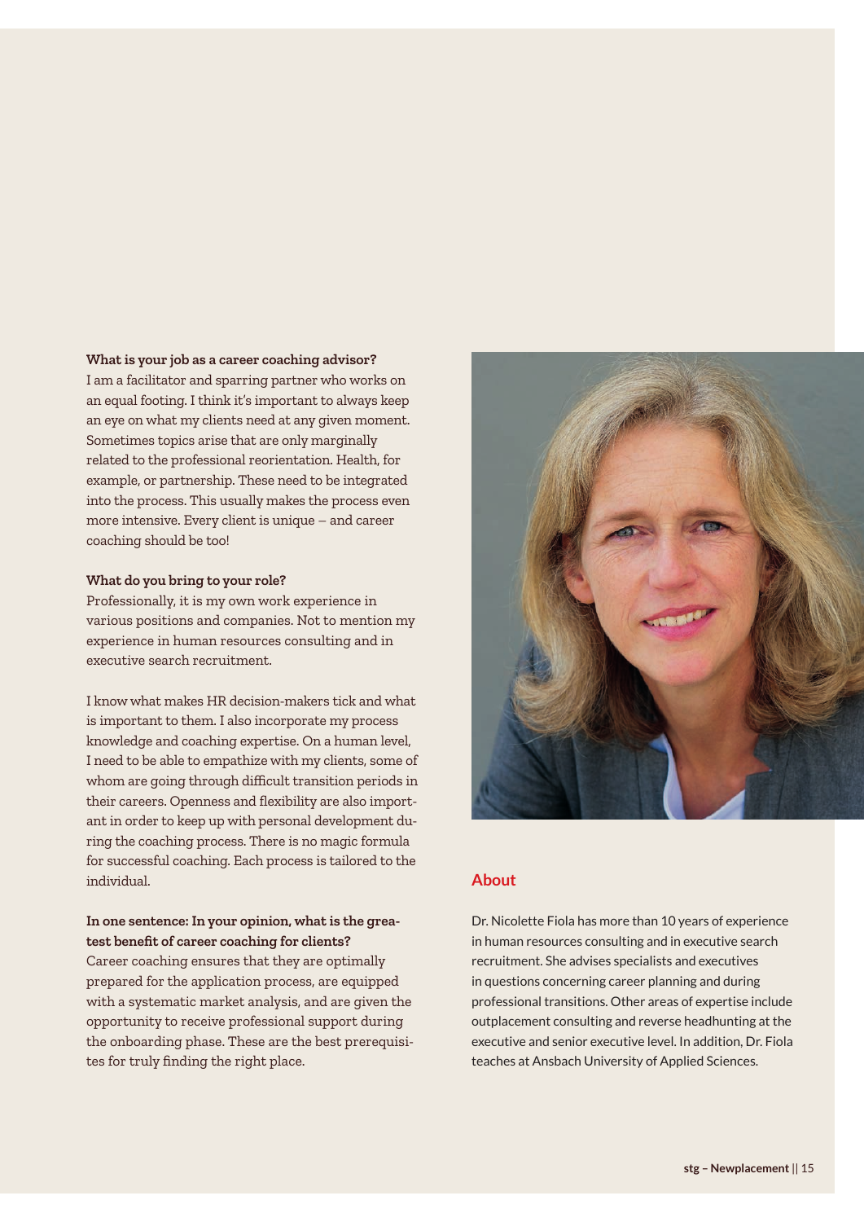**What is your job as a career coaching advisor?**
I am a facilitator and sparring partner who works on an equal footing. I think it's important to always keep an eye on what my clients need at any given moment. Sometimes topics arise that are only marginally related to the professional reorientation. Health, for example, or partnership. These need to be integrated into the process. This usually makes the process even more intensive. Every client is unique – and career coaching should be too!

**What do you bring to your role?**
Professionally, it is my own work experience in various positions and companies. Not to mention my experience in human resources consulting and in executive search recruitment.

I know what makes HR decision-makers tick and what is important to them. I also incorporate my process knowledge and coaching expertise. On a human level, I need to be able to empathize with my clients, some of whom are going through difficult transition periods in their careers. Openness and flexibility are also important in order to keep up with personal development during the coaching process. There is no magic formula for successful coaching. Each process is tailored to the individual.

**In one sentence: In your opinion, what is the greatest benefit of career coaching for clients?**
Career coaching ensures that they are optimally prepared for the application process, are equipped with a systematic market analysis, and are given the opportunity to receive professional support during the onboarding phase. These are the best prerequisites for truly finding the right place.

## About

Dr. Nicolette Fiola has more than 10 years of experience in human resources consulting and in executive search recruitment. She advises specialists and executives in questions concerning career planning and during professional transitions. Other areas of expertise include outplacement consulting and reverse headhunting at the executive and senior executive level. In addition, Dr. Fiola teaches at Ansbach University of Applied Sciences.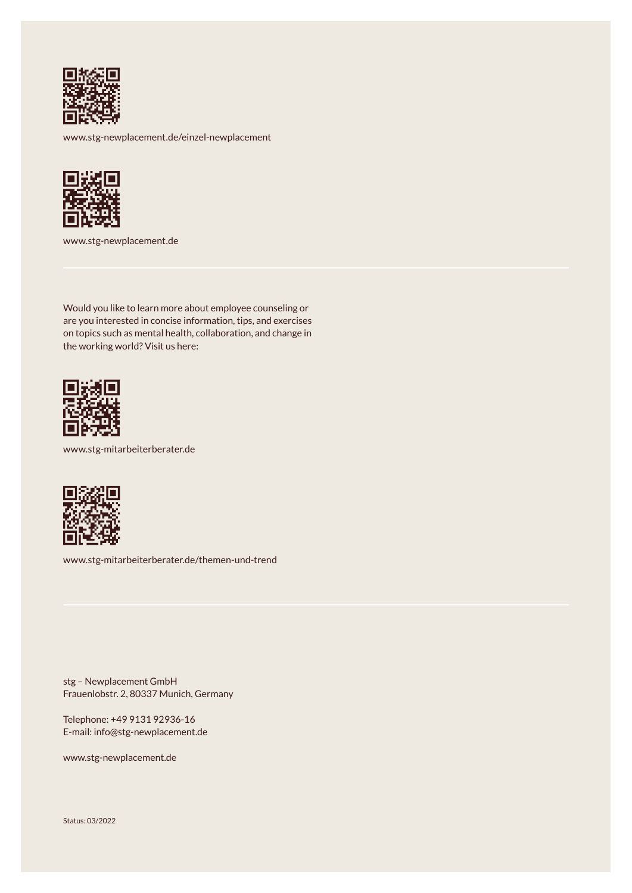www.stg-newplacement.de/einzel-newplacement

www.stg-newplacement.de

---

Would you like to learn more about employee counseling or are you interested in concise information, tips, and exercises on topics such as mental health, collaboration, and change in the working world? Visit us here:

www.stg-mitarbeiterberater.de

www.stg-mitarbeiterberater.de/themen-und-trend

---

stg – Newplacement GmbH  
Frauenlobstr. 2, 80337 Munich, Germany

Telephone: +49 9131 92936-16  
E-mail: info@stg-newplacement.de

www.stg-newplacement.de

Status: 03/2022